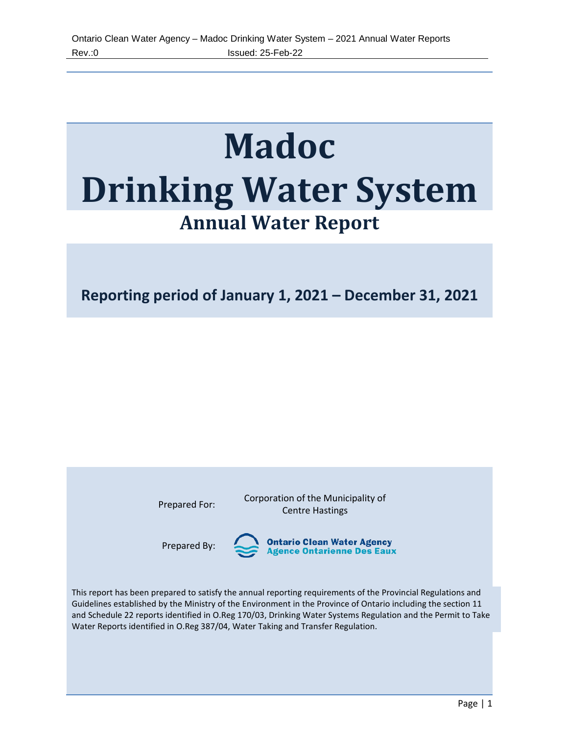# Madoc

# Drinking Water System

## Annual Water Report

**Reporting period of January 1, 2021 – December 31, 2021**

Prepared For: Corporation of the Municipality of Centre Hastings

Prepared By: Ontario Clean Water Agency / Agence Ontarienne Des Eaux

This report has been prepared to satisfy the annual reporting requirements of the Provincial Regulations and Guidelines established by the Ministry of the Environment in the Province of Ontario including the section 11 and Schedule 22 reports identified in O.Reg 170/03, Drinking Water Systems Regulation and the Permit to Take Water Reports identified in O.Reg 387/04, Water Taking and Transfer Regulation.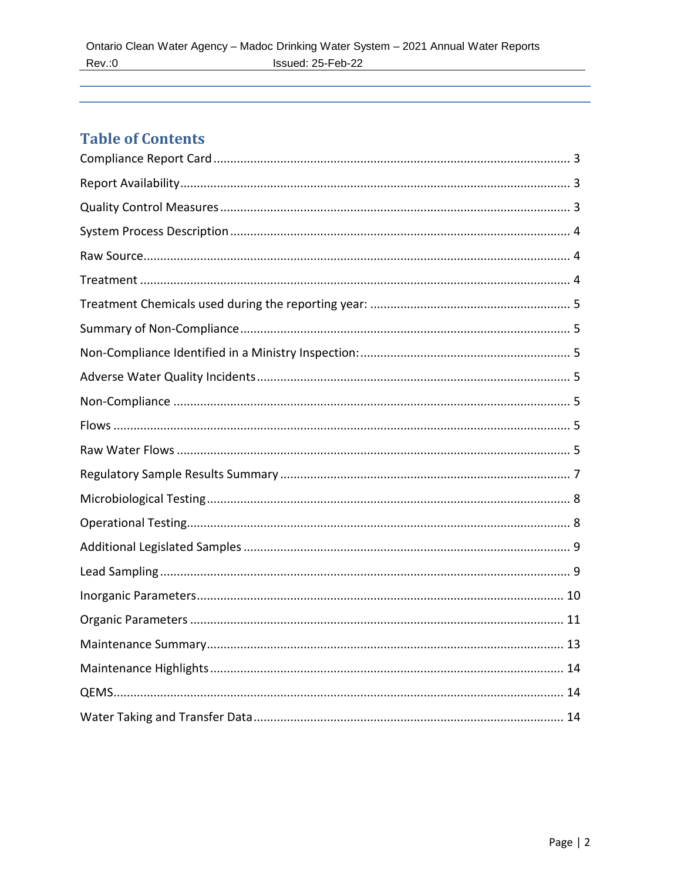## Table of Contents

Compliance Report Card ........................................................ 3

Report Availability ........................................................ 3

Quality Control Measures ........................................................ 3

System Process Description ........................................................ 4

Raw Source ........................................................ 4

Treatment ........................................................ 4

Treatment Chemicals used during the reporting year: ........................................................ 5

Summary of Non-Compliance ........................................................ 5

Non-Compliance Identified in a Ministry Inspection: ........................................................ 5

Adverse Water Quality Incidents ........................................................ 5

Non-Compliance ........................................................ 5

Flows ........................................................ 5

Raw Water Flows ........................................................ 5

Regulatory Sample Results Summary ........................................................ 7

Microbiological Testing ........................................................ 8

Operational Testing ........................................................ 8

Additional Legislated Samples ........................................................ 9

Lead Sampling ........................................................ 9

Inorganic Parameters ........................................................ 10

Organic Parameters ........................................................ 11

Maintenance Summary ........................................................ 13

Maintenance Highlights ........................................................ 14

QEMS ........................................................ 14

Water Taking and Transfer Data ........................................................ 14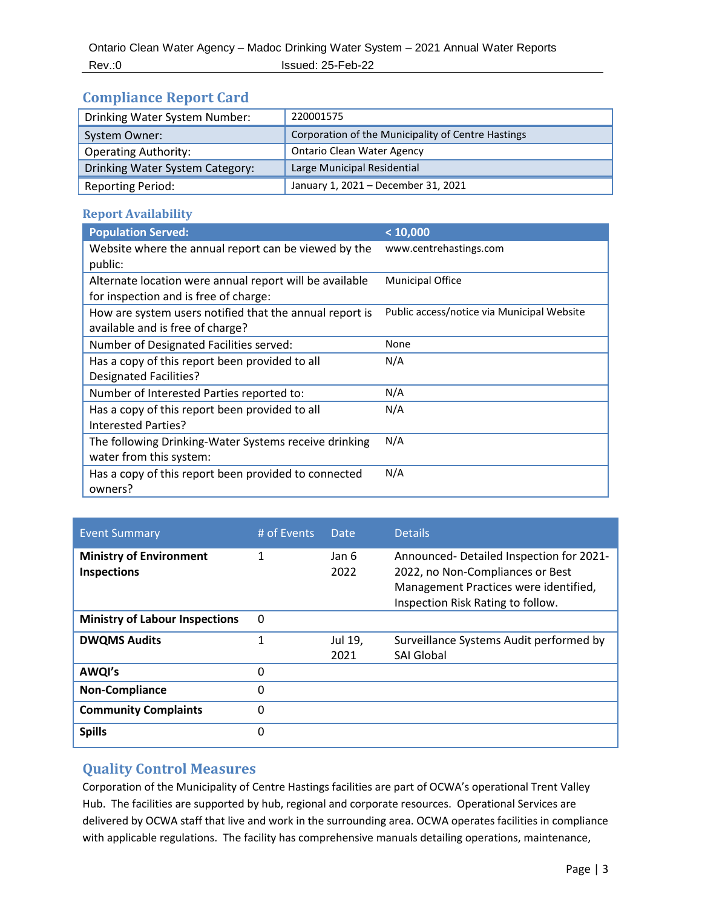## Compliance Report Card

| | |
|---|---|
| Drinking Water System Number: | 220001575 |
| System Owner: | Corporation of the Municipality of Centre Hastings |
| Operating Authority: | Ontario Clean Water Agency |
| Drinking Water System Category: | Large Municipal Residential |
| Reporting Period: | January 1, 2021 – December 31, 2021 |

### Report Availability

| Population Served: | < 10,000 |
|---|---|
| Website where the annual report can be viewed by the public: | www.centrehastings.com |
| Alternate location were annual report will be available for inspection and is free of charge: | Municipal Office |
| How are system users notified that the annual report is available and is free of charge? | Public access/notice via Municipal Website |
| Number of Designated Facilities served: | None |
| Has a copy of this report been provided to all Designated Facilities? | N/A |
| Number of Interested Parties reported to: | N/A |
| Has a copy of this report been provided to all Interested Parties? | N/A |
| The following Drinking-Water Systems receive drinking water from this system: | N/A |
| Has a copy of this report been provided to connected owners? | N/A |

| Event Summary | # of Events | Date | Details |
|---|---|---|---|
| **Ministry of Environment Inspections** | 1 | Jan 6 2022 | Announced- Detailed Inspection for 2021-2022, no Non-Compliances or Best Management Practices were identified, Inspection Risk Rating to follow. |
| **Ministry of Labour Inspections** | 0 | | |
| **DWQMS Audits** | 1 | Jul 19, 2021 | Surveillance Systems Audit performed by SAI Global |
| **AWQI's** | 0 | | |
| **Non-Compliance** | 0 | | |
| **Community Complaints** | 0 | | |
| **Spills** | 0 | | |

## Quality Control Measures

Corporation of the Municipality of Centre Hastings facilities are part of OCWA's operational Trent Valley Hub. The facilities are supported by hub, regional and corporate resources. Operational Services are delivered by OCWA staff that live and work in the surrounding area. OCWA operates facilities in compliance with applicable regulations. The facility has comprehensive manuals detailing operations, maintenance,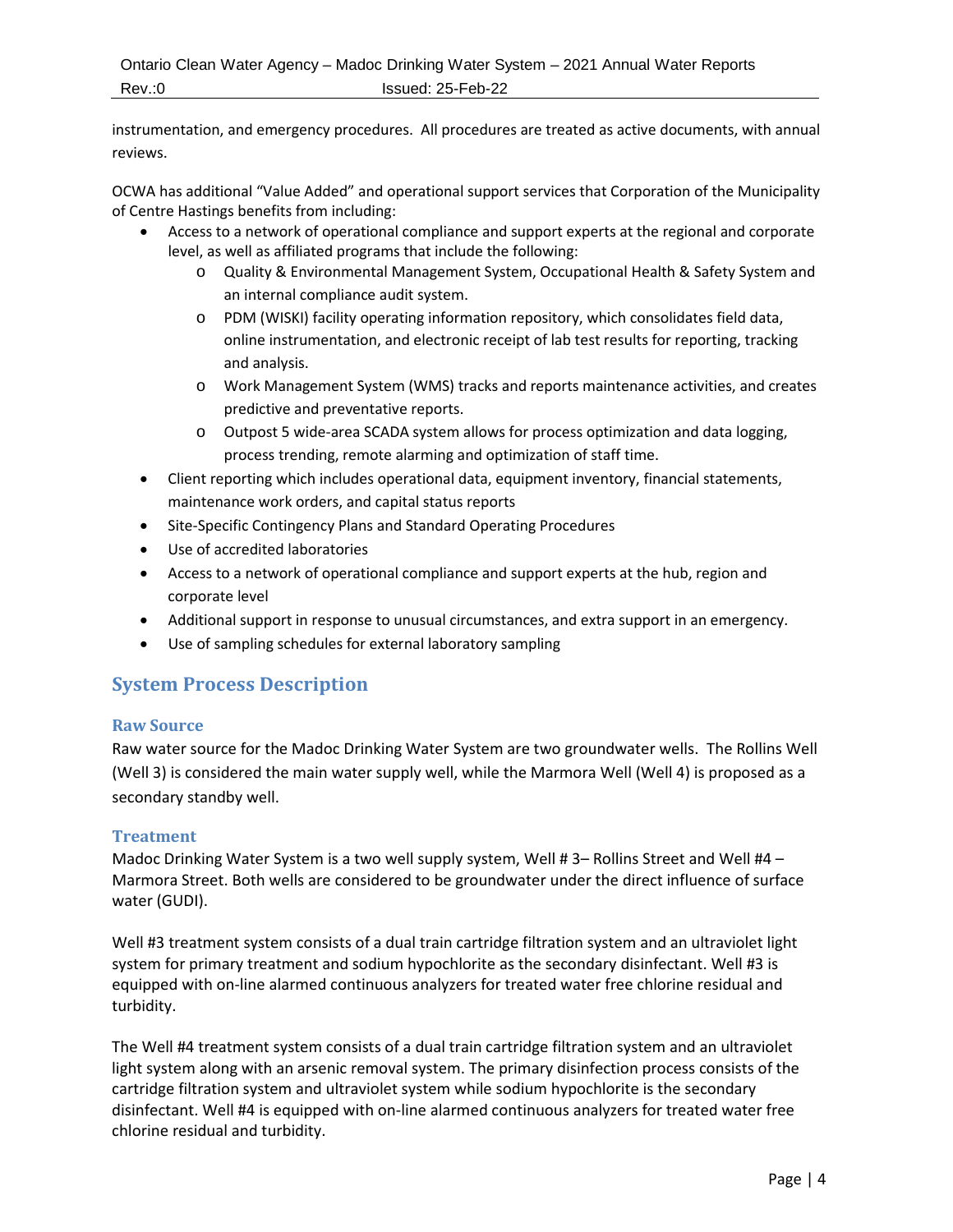instrumentation, and emergency procedures. All procedures are treated as active documents, with annual reviews.

OCWA has additional "Value Added" and operational support services that Corporation of the Municipality of Centre Hastings benefits from including:

- Access to a network of operational compliance and support experts at the regional and corporate level, as well as affiliated programs that include the following:
    - Quality & Environmental Management System, Occupational Health & Safety System and an internal compliance audit system.
    - PDM (WISKI) facility operating information repository, which consolidates field data, online instrumentation, and electronic receipt of lab test results for reporting, tracking and analysis.
    - Work Management System (WMS) tracks and reports maintenance activities, and creates predictive and preventative reports.
    - Outpost 5 wide-area SCADA system allows for process optimization and data logging, process trending, remote alarming and optimization of staff time.
- Client reporting which includes operational data, equipment inventory, financial statements, maintenance work orders, and capital status reports
- Site-Specific Contingency Plans and Standard Operating Procedures
- Use of accredited laboratories
- Access to a network of operational compliance and support experts at the hub, region and corporate level
- Additional support in response to unusual circumstances, and extra support in an emergency.
- Use of sampling schedules for external laboratory sampling

## System Process Description

### Raw Source

Raw water source for the Madoc Drinking Water System are two groundwater wells. The Rollins Well (Well 3) is considered the main water supply well, while the Marmora Well (Well 4) is proposed as a secondary standby well.

### Treatment

Madoc Drinking Water System is a two well supply system, Well # 3– Rollins Street and Well #4 – Marmora Street. Both wells are considered to be groundwater under the direct influence of surface water (GUDI).

Well #3 treatment system consists of a dual train cartridge filtration system and an ultraviolet light system for primary treatment and sodium hypochlorite as the secondary disinfectant. Well #3 is equipped with on-line alarmed continuous analyzers for treated water free chlorine residual and turbidity.

The Well #4 treatment system consists of a dual train cartridge filtration system and an ultraviolet light system along with an arsenic removal system. The primary disinfection process consists of the cartridge filtration system and ultraviolet system while sodium hypochlorite is the secondary disinfectant. Well #4 is equipped with on-line alarmed continuous analyzers for treated water free chlorine residual and turbidity.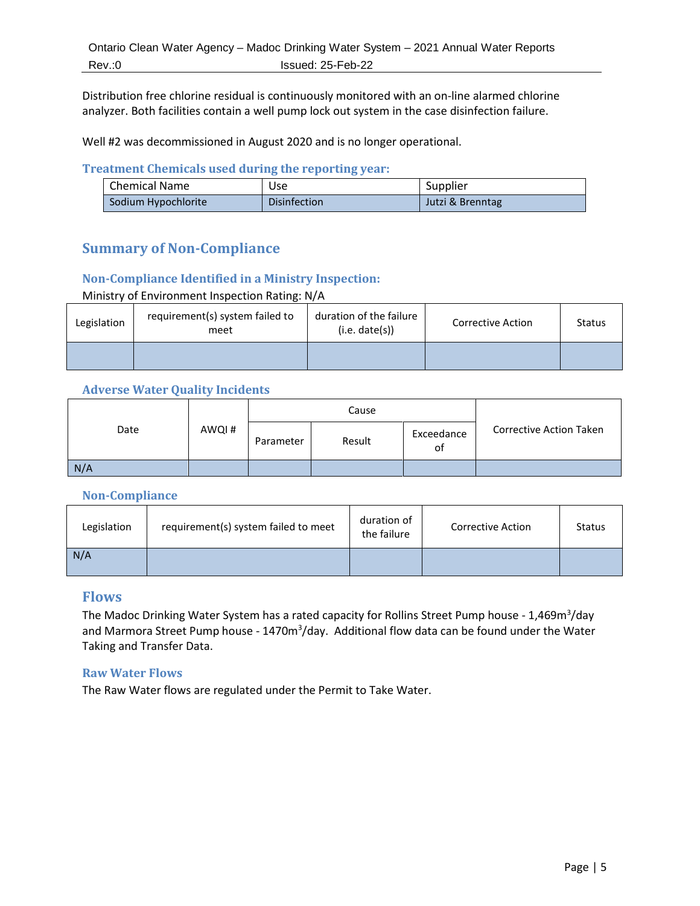Distribution free chlorine residual is continuously monitored with an on-line alarmed chlorine analyzer. Both facilities contain a well pump lock out system in the case disinfection failure.

Well #2 was decommissioned in August 2020 and is no longer operational.

### Treatment Chemicals used during the reporting year:

| Chemical Name | Use | Supplier |
|---|---|---|
| Sodium Hypochlorite | Disinfection | Jutzi & Brenntag |

## Summary of Non-Compliance

### Non-Compliance Identified in a Ministry Inspection:

Ministry of Environment Inspection Rating: N/A

| Legislation | requirement(s) system failed to meet | duration of the failure (i.e. date(s)) | Corrective Action | Status |
|---|---|---|---|---|
| | | | | |

### Adverse Water Quality Incidents

| Date | AWQI # | Cause | | | Corrective Action Taken |
|---|---|---|---|---|---|
| | | Parameter | Result | Exceedance of | |
| N/A | | | | | |

### Non-Compliance

| Legislation | requirement(s) system failed to meet | duration of the failure | Corrective Action | Status |
|---|---|---|---|---|
| N/A | | | | |

## Flows

The Madoc Drinking Water System has a rated capacity for Rollins Street Pump house - 1,469m$^3$/day and Marmora Street Pump house - 1470m$^3$/day. Additional flow data can be found under the Water Taking and Transfer Data.

### Raw Water Flows

The Raw Water flows are regulated under the Permit to Take Water.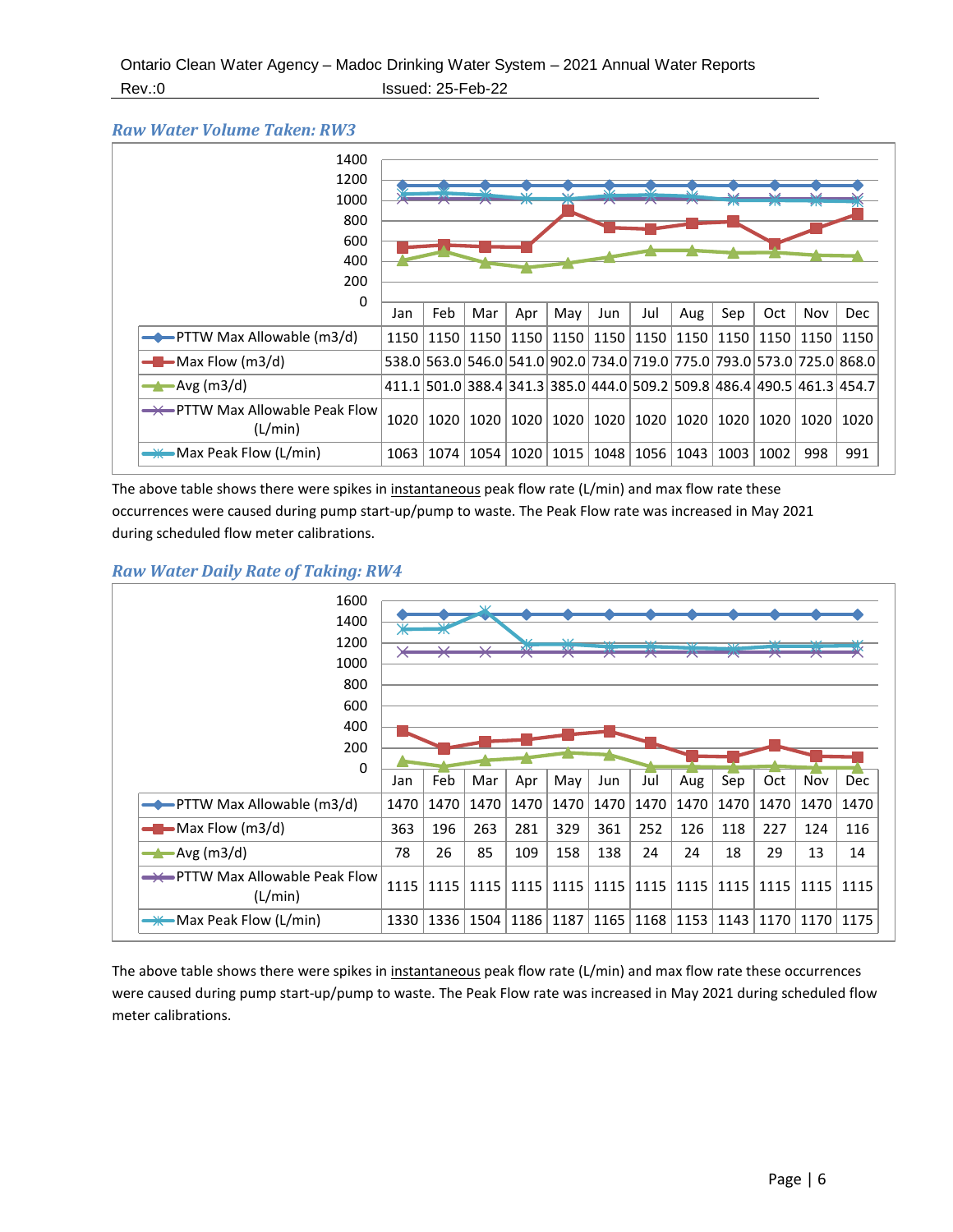### Raw Water Volume Taken: RW3

| | Jan | Feb | Mar | Apr | May | Jun | Jul | Aug | Sep | Oct | Nov | Dec |
|---|---|---|---|---|---|---|---|---|---|---|---|---|
| PTTW Max Allowable (m3/d) | 1150 | 1150 | 1150 | 1150 | 1150 | 1150 | 1150 | 1150 | 1150 | 1150 | 1150 | 1150 |
| Max Flow (m3/d) | 538.0 | 563.0 | 546.0 | 541.0 | 902.0 | 734.0 | 719.0 | 775.0 | 793.0 | 573.0 | 725.0 | 868.0 |
| Avg (m3/d) | 411.1 | 501.0 | 388.4 | 341.3 | 385.0 | 444.0 | 509.2 | 509.8 | 486.4 | 490.5 | 461.3 | 454.7 |
| PTTW Max Allowable Peak Flow (L/min) | 1020 | 1020 | 1020 | 1020 | 1020 | 1020 | 1020 | 1020 | 1020 | 1020 | 1020 | 1020 |
| Max Peak Flow (L/min) | 1063 | 1074 | 1054 | 1020 | 1015 | 1048 | 1056 | 1043 | 1003 | 1002 | 998 | 991 |

The above table shows there were spikes in instantaneous peak flow rate (L/min) and max flow rate these occurrences were caused during pump start-up/pump to waste. The Peak Flow rate was increased in May 2021 during scheduled flow meter calibrations.

### Raw Water Daily Rate of Taking: RW4

| | Jan | Feb | Mar | Apr | May | Jun | Jul | Aug | Sep | Oct | Nov | Dec |
|---|---|---|---|---|---|---|---|---|---|---|---|---|
| PTTW Max Allowable (m3/d) | 1470 | 1470 | 1470 | 1470 | 1470 | 1470 | 1470 | 1470 | 1470 | 1470 | 1470 | 1470 |
| Max Flow (m3/d) | 363 | 196 | 263 | 281 | 329 | 361 | 252 | 126 | 118 | 227 | 124 | 116 |
| Avg (m3/d) | 78 | 26 | 85 | 109 | 158 | 138 | 24 | 24 | 18 | 29 | 13 | 14 |
| PTTW Max Allowable Peak Flow (L/min) | 1115 | 1115 | 1115 | 1115 | 1115 | 1115 | 1115 | 1115 | 1115 | 1115 | 1115 | 1115 |
| Max Peak Flow (L/min) | 1330 | 1336 | 1504 | 1186 | 1187 | 1165 | 1168 | 1153 | 1143 | 1170 | 1170 | 1175 |

The above table shows there were spikes in instantaneous peak flow rate (L/min) and max flow rate these occurrences were caused during pump start-up/pump to waste. The Peak Flow rate was increased in May 2021 during scheduled flow meter calibrations.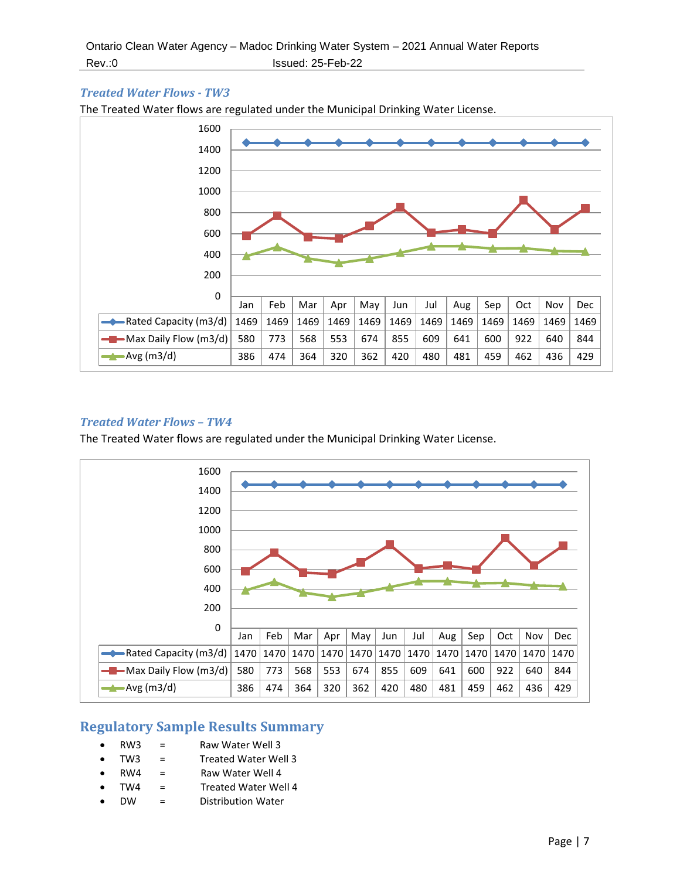### Treated Water Flows - TW3

The Treated Water flows are regulated under the Municipal Drinking Water License.

| | Jan | Feb | Mar | Apr | May | Jun | Jul | Aug | Sep | Oct | Nov | Dec |
|---|---|---|---|---|---|---|---|---|---|---|---|---|
| Rated Capacity (m3/d) | 1469 | 1469 | 1469 | 1469 | 1469 | 1469 | 1469 | 1469 | 1469 | 1469 | 1469 | 1469 |
| Max Daily Flow (m3/d) | 580 | 773 | 568 | 553 | 674 | 855 | 609 | 641 | 600 | 922 | 640 | 844 |
| Avg (m3/d) | 386 | 474 | 364 | 320 | 362 | 420 | 480 | 481 | 459 | 462 | 436 | 429 |

### Treated Water Flows – TW4

The Treated Water flows are regulated under the Municipal Drinking Water License.

| | Jan | Feb | Mar | Apr | May | Jun | Jul | Aug | Sep | Oct | Nov | Dec |
|---|---|---|---|---|---|---|---|---|---|---|---|---|
| Rated Capacity (m3/d) | 1470 | 1470 | 1470 | 1470 | 1470 | 1470 | 1470 | 1470 | 1470 | 1470 | 1470 | 1470 |
| Max Daily Flow (m3/d) | 580 | 773 | 568 | 553 | 674 | 855 | 609 | 641 | 600 | 922 | 640 | 844 |
| Avg (m3/d) | 386 | 474 | 364 | 320 | 362 | 420 | 480 | 481 | 459 | 462 | 436 | 429 |

## Regulatory Sample Results Summary

- RW3 = Raw Water Well 3
- TW3 = Treated Water Well 3
- RW4 = Raw Water Well 4
- TW4 = Treated Water Well 4
- DW = Distribution Water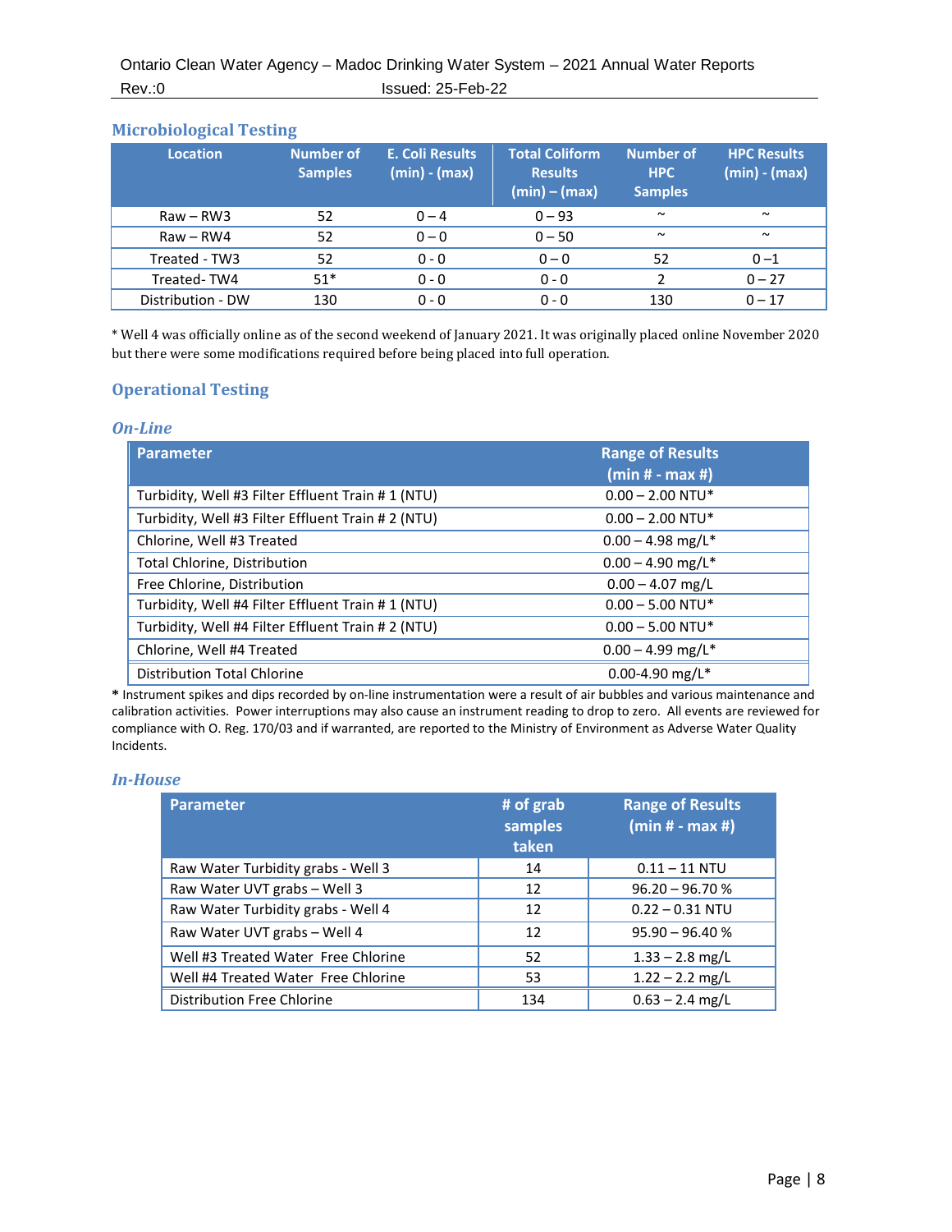## Microbiological Testing

| Location | Number of Samples | E. Coli Results (min) - (max) | Total Coliform Results (min) – (max) | Number of HPC Samples | HPC Results (min) - (max) |
|---|---|---|---|---|---|
| Raw – RW3 | 52 | 0 – 4 | 0 – 93 | ~ | ~ |
| Raw – RW4 | 52 | 0 – 0 | 0 – 50 | ~ | ~ |
| Treated - TW3 | 52 | 0 - 0 | 0 – 0 | 52 | 0 –1 |
| Treated- TW4 | 51* | 0 - 0 | 0 - 0 | 2 | 0 – 27 |
| Distribution - DW | 130 | 0 - 0 | 0 - 0 | 130 | 0 – 17 |

* Well 4 was officially online as of the second weekend of January 2021. It was originally placed online November 2020 but there were some modifications required before being placed into full operation.

## Operational Testing

### *On-Line*

| Parameter | Range of Results (min # - max #) |
|---|---|
| Turbidity, Well #3 Filter Effluent Train # 1 (NTU) | 0.00 – 2.00 NTU* |
| Turbidity, Well #3 Filter Effluent Train # 2 (NTU) | 0.00 – 2.00 NTU* |
| Chlorine, Well #3 Treated | 0.00 – 4.98 mg/L* |
| Total Chlorine, Distribution | 0.00 – 4.90 mg/L* |
| Free Chlorine, Distribution | 0.00 – 4.07 mg/L |
| Turbidity, Well #4 Filter Effluent Train # 1 (NTU) | 0.00 – 5.00 NTU* |
| Turbidity, Well #4 Filter Effluent Train # 2 (NTU) | 0.00 – 5.00 NTU* |
| Chlorine, Well #4 Treated | 0.00 – 4.99 mg/L* |
| Distribution Total Chlorine | 0.00-4.90 mg/L* |

**\*** Instrument spikes and dips recorded by on-line instrumentation were a result of air bubbles and various maintenance and calibration activities. Power interruptions may also cause an instrument reading to drop to zero. All events are reviewed for compliance with O. Reg. 170/03 and if warranted, are reported to the Ministry of Environment as Adverse Water Quality Incidents.

### *In-House*

| Parameter | # of grab samples taken | Range of Results (min # - max #) |
|---|---|---|
| Raw Water Turbidity grabs - Well 3 | 14 | 0.11 – 11 NTU |
| Raw Water UVT grabs – Well 3 | 12 | 96.20 – 96.70 % |
| Raw Water Turbidity grabs - Well 4 | 12 | 0.22 – 0.31 NTU |
| Raw Water UVT grabs – Well 4 | 12 | 95.90 – 96.40 % |
| Well #3 Treated Water Free Chlorine | 52 | 1.33 – 2.8 mg/L |
| Well #4 Treated Water Free Chlorine | 53 | 1.22 – 2.2 mg/L |
| Distribution Free Chlorine | 134 | 0.63 – 2.4 mg/L |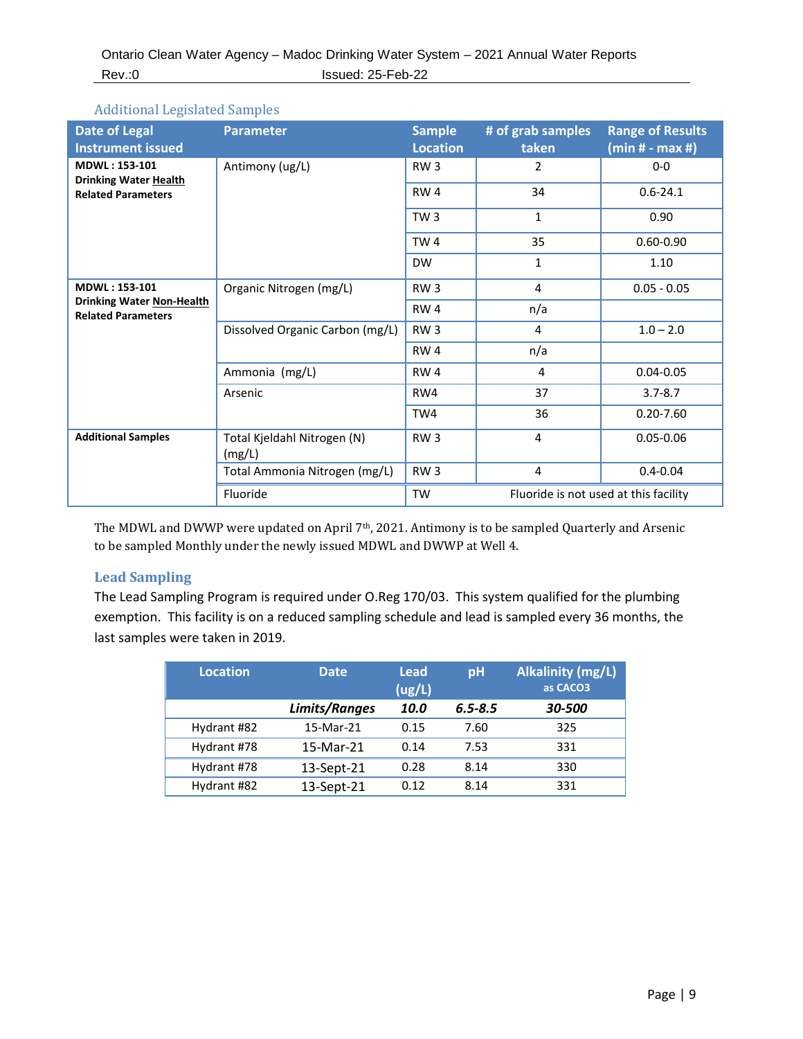## Additional Legislated Samples

| Date of Legal Instrument issued | Parameter | Sample Location | # of grab samples taken | Range of Results (min # - max #) |
|---|---|---|---|---|
| **MDWL : 153-101 Drinking Water Health Related Parameters** | Antimony (ug/L) | RW 3 | 2 | 0-0 |
| | | RW 4 | 34 | 0.6-24.1 |
| | | TW 3 | 1 | 0.90 |
| | | TW 4 | 35 | 0.60-0.90 |
| | | DW | 1 | 1.10 |
| **MDWL : 153-101 Drinking Water Non-Health Related Parameters** | Organic Nitrogen (mg/L) | RW 3 | 4 | 0.05 - 0.05 |
| | | RW 4 | n/a | |
| | Dissolved Organic Carbon (mg/L) | RW 3 | 4 | 1.0 – 2.0 |
| | | RW 4 | n/a | |
| | Ammonia (mg/L) | RW 4 | 4 | 0.04-0.05 |
| | Arsenic | RW4 | 37 | 3.7-8.7 |
| | | TW4 | 36 | 0.20-7.60 |
| **Additional Samples** | Total Kjeldahl Nitrogen (N) (mg/L) | RW 3 | 4 | 0.05-0.06 |
| | Total Ammonia Nitrogen (mg/L) | RW 3 | 4 | 0.4-0.04 |
| | Fluoride | TW | Fluoride is not used at this facility | |

The MDWL and DWWP were updated on April 7th, 2021. Antimony is to be sampled Quarterly and Arsenic to be sampled Monthly under the newly issued MDWL and DWWP at Well 4.

## Lead Sampling

The Lead Sampling Program is required under O.Reg 170/03. This system qualified for the plumbing exemption. This facility is on a reduced sampling schedule and lead is sampled every 36 months, the last samples were taken in 2019.

| Location | Date | Lead (ug/L) | pH | Alkalinity (mg/L) as CACO3 |
|---|---|---|---|---|
| | ***Limits/Ranges*** | ***10.0*** | ***6.5-8.5*** | ***30-500*** |
| Hydrant #82 | 15-Mar-21 | 0.15 | 7.60 | 325 |
| Hydrant #78 | 15-Mar-21 | 0.14 | 7.53 | 331 |
| Hydrant #78 | 13-Sept-21 | 0.28 | 8.14 | 330 |
| Hydrant #82 | 13-Sept-21 | 0.12 | 8.14 | 331 |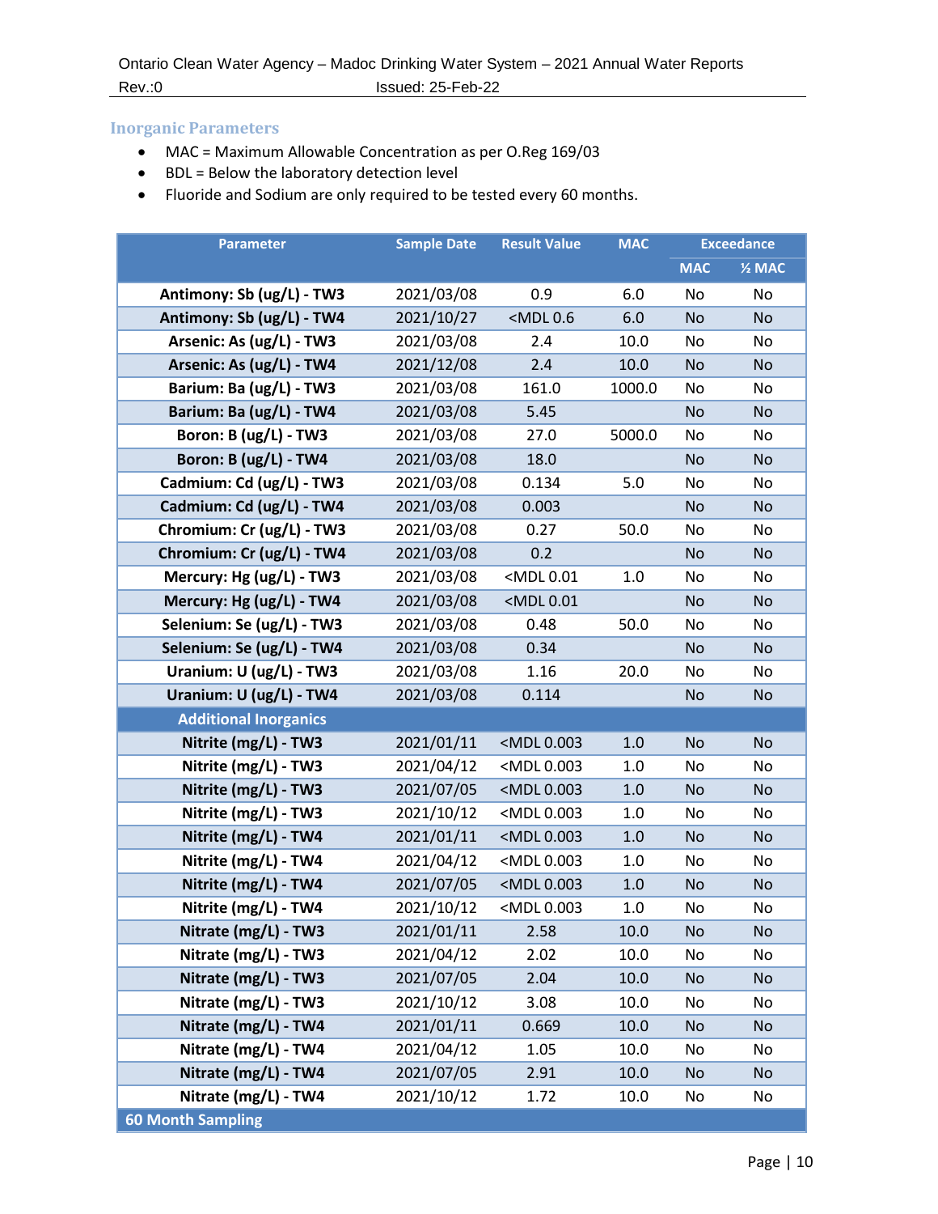## Inorganic Parameters

- MAC = Maximum Allowable Concentration as per O.Reg 169/03
- BDL = Below the laboratory detection level
- Fluoride and Sodium are only required to be tested every 60 months.

| Parameter | Sample Date | Result Value | MAC | Exceedance | |
|---|---|---|---|---|---|
| | | | | MAC | ½ MAC |
| **Antimony: Sb (ug/L) - TW3** | 2021/03/08 | 0.9 | 6.0 | No | No |
| **Antimony: Sb (ug/L) - TW4** | 2021/10/27 | <MDL 0.6 | 6.0 | No | No |
| **Arsenic: As (ug/L) - TW3** | 2021/03/08 | 2.4 | 10.0 | No | No |
| **Arsenic: As (ug/L) - TW4** | 2021/12/08 | 2.4 | 10.0 | No | No |
| **Barium: Ba (ug/L) - TW3** | 2021/03/08 | 161.0 | 1000.0 | No | No |
| **Barium: Ba (ug/L) - TW4** | 2021/03/08 | 5.45 | | No | No |
| **Boron: B (ug/L) - TW3** | 2021/03/08 | 27.0 | 5000.0 | No | No |
| **Boron: B (ug/L) - TW4** | 2021/03/08 | 18.0 | | No | No |
| **Cadmium: Cd (ug/L) - TW3** | 2021/03/08 | 0.134 | 5.0 | No | No |
| **Cadmium: Cd (ug/L) - TW4** | 2021/03/08 | 0.003 | | No | No |
| **Chromium: Cr (ug/L) - TW3** | 2021/03/08 | 0.27 | 50.0 | No | No |
| **Chromium: Cr (ug/L) - TW4** | 2021/03/08 | 0.2 | | No | No |
| **Mercury: Hg (ug/L) - TW3** | 2021/03/08 | <MDL 0.01 | 1.0 | No | No |
| **Mercury: Hg (ug/L) - TW4** | 2021/03/08 | <MDL 0.01 | | No | No |
| **Selenium: Se (ug/L) - TW3** | 2021/03/08 | 0.48 | 50.0 | No | No |
| **Selenium: Se (ug/L) - TW4** | 2021/03/08 | 0.34 | | No | No |
| **Uranium: U (ug/L) - TW3** | 2021/03/08 | 1.16 | 20.0 | No | No |
| **Uranium: U (ug/L) - TW4** | 2021/03/08 | 0.114 | | No | No |
| **Additional Inorganics** | | | | | |
| **Nitrite (mg/L) - TW3** | 2021/01/11 | <MDL 0.003 | 1.0 | No | No |
| **Nitrite (mg/L) - TW3** | 2021/04/12 | <MDL 0.003 | 1.0 | No | No |
| **Nitrite (mg/L) - TW3** | 2021/07/05 | <MDL 0.003 | 1.0 | No | No |
| **Nitrite (mg/L) - TW3** | 2021/10/12 | <MDL 0.003 | 1.0 | No | No |
| **Nitrite (mg/L) - TW4** | 2021/01/11 | <MDL 0.003 | 1.0 | No | No |
| **Nitrite (mg/L) - TW4** | 2021/04/12 | <MDL 0.003 | 1.0 | No | No |
| **Nitrite (mg/L) - TW4** | 2021/07/05 | <MDL 0.003 | 1.0 | No | No |
| **Nitrite (mg/L) - TW4** | 2021/10/12 | <MDL 0.003 | 1.0 | No | No |
| **Nitrate (mg/L) - TW3** | 2021/01/11 | 2.58 | 10.0 | No | No |
| **Nitrate (mg/L) - TW3** | 2021/04/12 | 2.02 | 10.0 | No | No |
| **Nitrate (mg/L) - TW3** | 2021/07/05 | 2.04 | 10.0 | No | No |
| **Nitrate (mg/L) - TW3** | 2021/10/12 | 3.08 | 10.0 | No | No |
| **Nitrate (mg/L) - TW4** | 2021/01/11 | 0.669 | 10.0 | No | No |
| **Nitrate (mg/L) - TW4** | 2021/04/12 | 1.05 | 10.0 | No | No |
| **Nitrate (mg/L) - TW4** | 2021/07/05 | 2.91 | 10.0 | No | No |
| **Nitrate (mg/L) - TW4** | 2021/10/12 | 1.72 | 10.0 | No | No |
| **60 Month Sampling** | | | | | |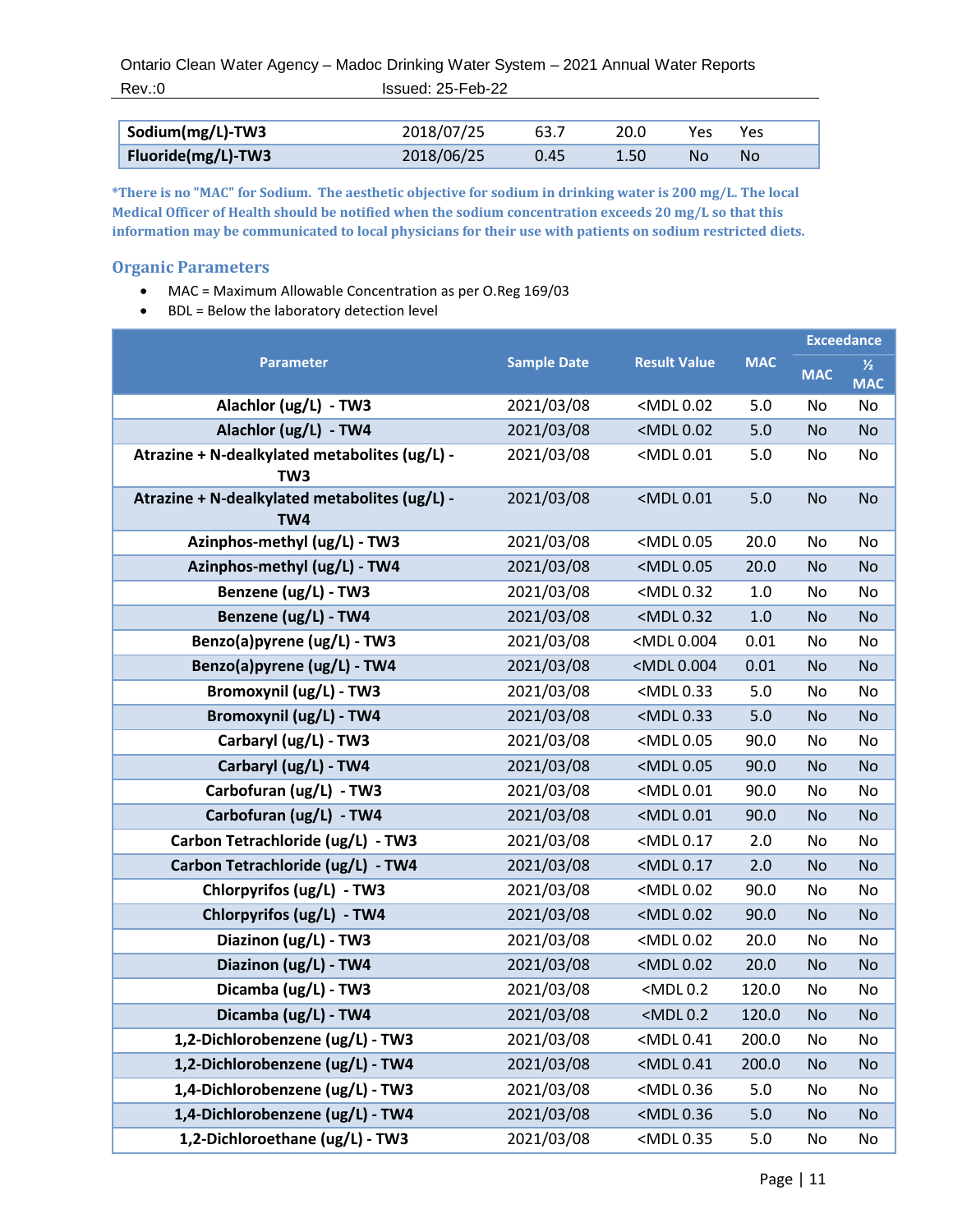| Sodium(mg/L)-TW3 | 2018/07/25 | 63.7 | 20.0 | Yes | Yes |
|---|---|---|---|---|---|
| Fluoride(mg/L)-TW3 | 2018/06/25 | 0.45 | 1.50 | No | No |

**\*There is no "MAC" for Sodium. The aesthetic objective for sodium in drinking water is 200 mg/L. The local Medical Officer of Health should be notified when the sodium concentration exceeds 20 mg/L so that this information may be communicated to local physicians for their use with patients on sodium restricted diets.**

## Organic Parameters

- MAC = Maximum Allowable Concentration as per O.Reg 169/03
- BDL = Below the laboratory detection level

| Parameter | Sample Date | Result Value | MAC | Exceedance | |
|---|---|---|---|---|---|
| | | | | MAC | ½ MAC |
| Alachlor (ug/L) - TW3 | 2021/03/08 | <MDL 0.02 | 5.0 | No | No |
| Alachlor (ug/L) - TW4 | 2021/03/08 | <MDL 0.02 | 5.0 | No | No |
| Atrazine + N-dealkylated metabolites (ug/L) - TW3 | 2021/03/08 | <MDL 0.01 | 5.0 | No | No |
| Atrazine + N-dealkylated metabolites (ug/L) - TW4 | 2021/03/08 | <MDL 0.01 | 5.0 | No | No |
| Azinphos-methyl (ug/L) - TW3 | 2021/03/08 | <MDL 0.05 | 20.0 | No | No |
| Azinphos-methyl (ug/L) - TW4 | 2021/03/08 | <MDL 0.05 | 20.0 | No | No |
| Benzene (ug/L) - TW3 | 2021/03/08 | <MDL 0.32 | 1.0 | No | No |
| Benzene (ug/L) - TW4 | 2021/03/08 | <MDL 0.32 | 1.0 | No | No |
| Benzo(a)pyrene (ug/L) - TW3 | 2021/03/08 | <MDL 0.004 | 0.01 | No | No |
| Benzo(a)pyrene (ug/L) - TW4 | 2021/03/08 | <MDL 0.004 | 0.01 | No | No |
| Bromoxynil (ug/L) - TW3 | 2021/03/08 | <MDL 0.33 | 5.0 | No | No |
| Bromoxynil (ug/L) - TW4 | 2021/03/08 | <MDL 0.33 | 5.0 | No | No |
| Carbaryl (ug/L) - TW3 | 2021/03/08 | <MDL 0.05 | 90.0 | No | No |
| Carbaryl (ug/L) - TW4 | 2021/03/08 | <MDL 0.05 | 90.0 | No | No |
| Carbofuran (ug/L) - TW3 | 2021/03/08 | <MDL 0.01 | 90.0 | No | No |
| Carbofuran (ug/L) - TW4 | 2021/03/08 | <MDL 0.01 | 90.0 | No | No |
| Carbon Tetrachloride (ug/L) - TW3 | 2021/03/08 | <MDL 0.17 | 2.0 | No | No |
| Carbon Tetrachloride (ug/L) - TW4 | 2021/03/08 | <MDL 0.17 | 2.0 | No | No |
| Chlorpyrifos (ug/L) - TW3 | 2021/03/08 | <MDL 0.02 | 90.0 | No | No |
| Chlorpyrifos (ug/L) - TW4 | 2021/03/08 | <MDL 0.02 | 90.0 | No | No |
| Diazinon (ug/L) - TW3 | 2021/03/08 | <MDL 0.02 | 20.0 | No | No |
| Diazinon (ug/L) - TW4 | 2021/03/08 | <MDL 0.02 | 20.0 | No | No |
| Dicamba (ug/L) - TW3 | 2021/03/08 | <MDL 0.2 | 120.0 | No | No |
| Dicamba (ug/L) - TW4 | 2021/03/08 | <MDL 0.2 | 120.0 | No | No |
| 1,2-Dichlorobenzene (ug/L) - TW3 | 2021/03/08 | <MDL 0.41 | 200.0 | No | No |
| 1,2-Dichlorobenzene (ug/L) - TW4 | 2021/03/08 | <MDL 0.41 | 200.0 | No | No |
| 1,4-Dichlorobenzene (ug/L) - TW3 | 2021/03/08 | <MDL 0.36 | 5.0 | No | No |
| 1,4-Dichlorobenzene (ug/L) - TW4 | 2021/03/08 | <MDL 0.36 | 5.0 | No | No |
| 1,2-Dichloroethane (ug/L) - TW3 | 2021/03/08 | <MDL 0.35 | 5.0 | No | No |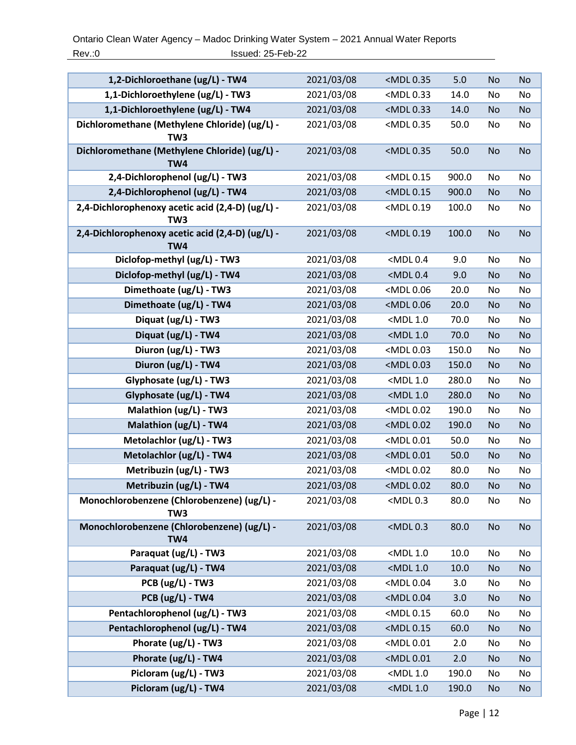| | | | | | |
|---|---|---|---|---|---|
| **1,2-Dichloroethane (ug/L) - TW4** | 2021/03/08 | <MDL 0.35 | 5.0 | No | No |
| **1,1-Dichloroethylene (ug/L) - TW3** | 2021/03/08 | <MDL 0.33 | 14.0 | No | No |
| **1,1-Dichloroethylene (ug/L) - TW4** | 2021/03/08 | <MDL 0.33 | 14.0 | No | No |
| **Dichloromethane (Methylene Chloride) (ug/L) - TW3** | 2021/03/08 | <MDL 0.35 | 50.0 | No | No |
| **Dichloromethane (Methylene Chloride) (ug/L) - TW4** | 2021/03/08 | <MDL 0.35 | 50.0 | No | No |
| **2,4-Dichlorophenol (ug/L) - TW3** | 2021/03/08 | <MDL 0.15 | 900.0 | No | No |
| **2,4-Dichlorophenol (ug/L) - TW4** | 2021/03/08 | <MDL 0.15 | 900.0 | No | No |
| **2,4-Dichlorophenoxy acetic acid (2,4-D) (ug/L) - TW3** | 2021/03/08 | <MDL 0.19 | 100.0 | No | No |
| **2,4-Dichlorophenoxy acetic acid (2,4-D) (ug/L) - TW4** | 2021/03/08 | <MDL 0.19 | 100.0 | No | No |
| **Diclofop-methyl (ug/L) - TW3** | 2021/03/08 | <MDL 0.4 | 9.0 | No | No |
| **Diclofop-methyl (ug/L) - TW4** | 2021/03/08 | <MDL 0.4 | 9.0 | No | No |
| **Dimethoate (ug/L) - TW3** | 2021/03/08 | <MDL 0.06 | 20.0 | No | No |
| **Dimethoate (ug/L) - TW4** | 2021/03/08 | <MDL 0.06 | 20.0 | No | No |
| **Diquat (ug/L) - TW3** | 2021/03/08 | <MDL 1.0 | 70.0 | No | No |
| **Diquat (ug/L) - TW4** | 2021/03/08 | <MDL 1.0 | 70.0 | No | No |
| **Diuron (ug/L) - TW3** | 2021/03/08 | <MDL 0.03 | 150.0 | No | No |
| **Diuron (ug/L) - TW4** | 2021/03/08 | <MDL 0.03 | 150.0 | No | No |
| **Glyphosate (ug/L) - TW3** | 2021/03/08 | <MDL 1.0 | 280.0 | No | No |
| **Glyphosate (ug/L) - TW4** | 2021/03/08 | <MDL 1.0 | 280.0 | No | No |
| **Malathion (ug/L) - TW3** | 2021/03/08 | <MDL 0.02 | 190.0 | No | No |
| **Malathion (ug/L) - TW4** | 2021/03/08 | <MDL 0.02 | 190.0 | No | No |
| **Metolachlor (ug/L) - TW3** | 2021/03/08 | <MDL 0.01 | 50.0 | No | No |
| **Metolachlor (ug/L) - TW4** | 2021/03/08 | <MDL 0.01 | 50.0 | No | No |
| **Metribuzin (ug/L) - TW3** | 2021/03/08 | <MDL 0.02 | 80.0 | No | No |
| **Metribuzin (ug/L) - TW4** | 2021/03/08 | <MDL 0.02 | 80.0 | No | No |
| **Monochlorobenzene (Chlorobenzene) (ug/L) - TW3** | 2021/03/08 | <MDL 0.3 | 80.0 | No | No |
| **Monochlorobenzene (Chlorobenzene) (ug/L) - TW4** | 2021/03/08 | <MDL 0.3 | 80.0 | No | No |
| **Paraquat (ug/L) - TW3** | 2021/03/08 | <MDL 1.0 | 10.0 | No | No |
| **Paraquat (ug/L) - TW4** | 2021/03/08 | <MDL 1.0 | 10.0 | No | No |
| **PCB (ug/L) - TW3** | 2021/03/08 | <MDL 0.04 | 3.0 | No | No |
| **PCB (ug/L) - TW4** | 2021/03/08 | <MDL 0.04 | 3.0 | No | No |
| **Pentachlorophenol (ug/L) - TW3** | 2021/03/08 | <MDL 0.15 | 60.0 | No | No |
| **Pentachlorophenol (ug/L) - TW4** | 2021/03/08 | <MDL 0.15 | 60.0 | No | No |
| **Phorate (ug/L) - TW3** | 2021/03/08 | <MDL 0.01 | 2.0 | No | No |
| **Phorate (ug/L) - TW4** | 2021/03/08 | <MDL 0.01 | 2.0 | No | No |
| **Picloram (ug/L) - TW3** | 2021/03/08 | <MDL 1.0 | 190.0 | No | No |
| **Picloram (ug/L) - TW4** | 2021/03/08 | <MDL 1.0 | 190.0 | No | No |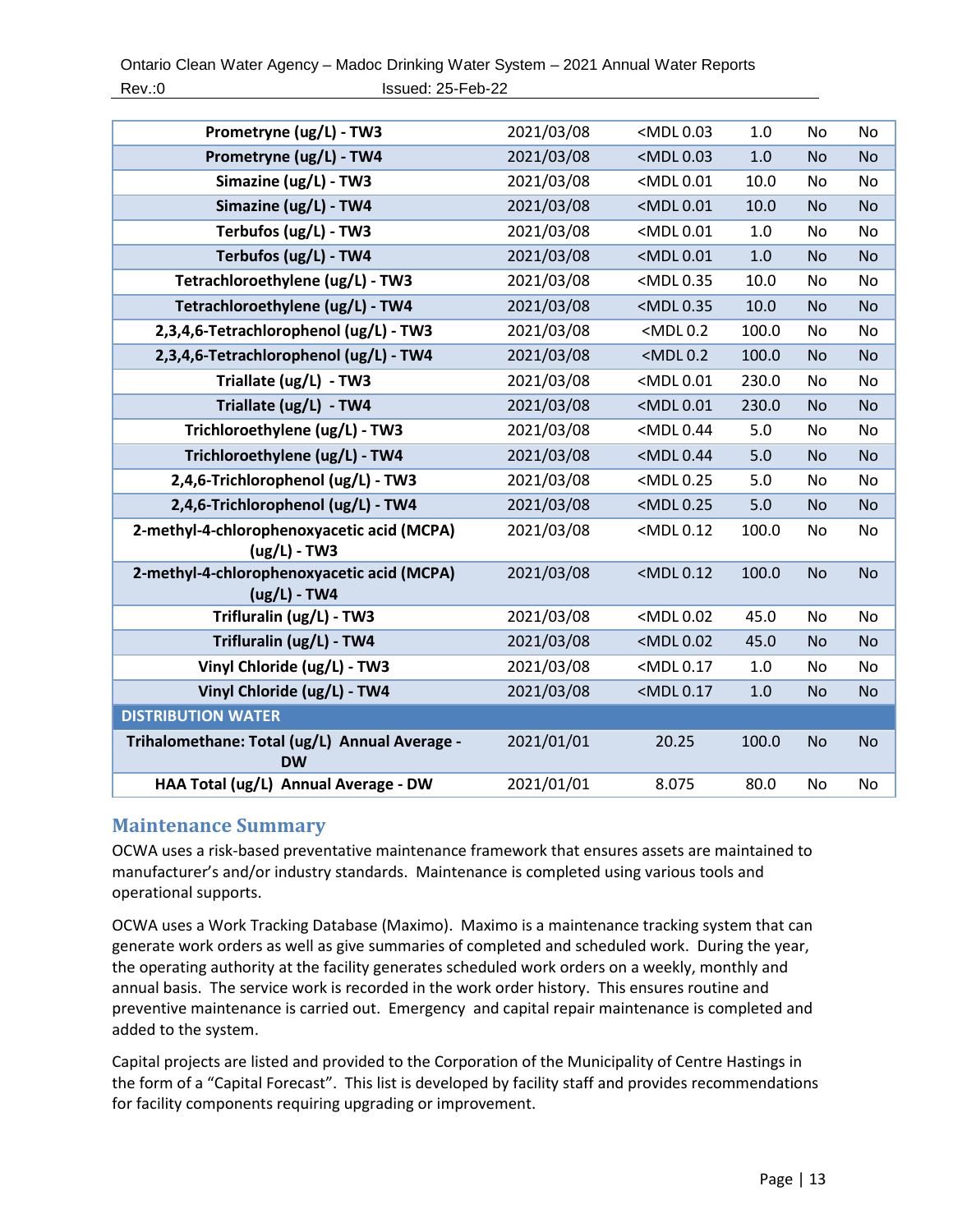| | | | | | |
|---|---|---|---|---|---|
| **Prometryne (ug/L) - TW3** | 2021/03/08 | <MDL 0.03 | 1.0 | No | No |
| **Prometryne (ug/L) - TW4** | 2021/03/08 | <MDL 0.03 | 1.0 | No | No |
| **Simazine (ug/L) - TW3** | 2021/03/08 | <MDL 0.01 | 10.0 | No | No |
| **Simazine (ug/L) - TW4** | 2021/03/08 | <MDL 0.01 | 10.0 | No | No |
| **Terbufos (ug/L) - TW3** | 2021/03/08 | <MDL 0.01 | 1.0 | No | No |
| **Terbufos (ug/L) - TW4** | 2021/03/08 | <MDL 0.01 | 1.0 | No | No |
| **Tetrachloroethylene (ug/L) - TW3** | 2021/03/08 | <MDL 0.35 | 10.0 | No | No |
| **Tetrachloroethylene (ug/L) - TW4** | 2021/03/08 | <MDL 0.35 | 10.0 | No | No |
| **2,3,4,6-Tetrachlorophenol (ug/L) - TW3** | 2021/03/08 | <MDL 0.2 | 100.0 | No | No |
| **2,3,4,6-Tetrachlorophenol (ug/L) - TW4** | 2021/03/08 | <MDL 0.2 | 100.0 | No | No |
| **Triallate (ug/L) - TW3** | 2021/03/08 | <MDL 0.01 | 230.0 | No | No |
| **Triallate (ug/L) - TW4** | 2021/03/08 | <MDL 0.01 | 230.0 | No | No |
| **Trichloroethylene (ug/L) - TW3** | 2021/03/08 | <MDL 0.44 | 5.0 | No | No |
| **Trichloroethylene (ug/L) - TW4** | 2021/03/08 | <MDL 0.44 | 5.0 | No | No |
| **2,4,6-Trichlorophenol (ug/L) - TW3** | 2021/03/08 | <MDL 0.25 | 5.0 | No | No |
| **2,4,6-Trichlorophenol (ug/L) - TW4** | 2021/03/08 | <MDL 0.25 | 5.0 | No | No |
| **2-methyl-4-chlorophenoxyacetic acid (MCPA) (ug/L) - TW3** | 2021/03/08 | <MDL 0.12 | 100.0 | No | No |
| **2-methyl-4-chlorophenoxyacetic acid (MCPA) (ug/L) - TW4** | 2021/03/08 | <MDL 0.12 | 100.0 | No | No |
| **Trifluralin (ug/L) - TW3** | 2021/03/08 | <MDL 0.02 | 45.0 | No | No |
| **Trifluralin (ug/L) - TW4** | 2021/03/08 | <MDL 0.02 | 45.0 | No | No |
| **Vinyl Chloride (ug/L) - TW3** | 2021/03/08 | <MDL 0.17 | 1.0 | No | No |
| **Vinyl Chloride (ug/L) - TW4** | 2021/03/08 | <MDL 0.17 | 1.0 | No | No |
| **DISTRIBUTION WATER** | | | | | |
| **Trihalomethane: Total (ug/L) Annual Average - DW** | 2021/01/01 | 20.25 | 100.0 | No | No |
| **HAA Total (ug/L) Annual Average - DW** | 2021/01/01 | 8.075 | 80.0 | No | No |

## Maintenance Summary

OCWA uses a risk-based preventative maintenance framework that ensures assets are maintained to manufacturer's and/or industry standards. Maintenance is completed using various tools and operational supports.

OCWA uses a Work Tracking Database (Maximo). Maximo is a maintenance tracking system that can generate work orders as well as give summaries of completed and scheduled work. During the year, the operating authority at the facility generates scheduled work orders on a weekly, monthly and annual basis. The service work is recorded in the work order history. This ensures routine and preventive maintenance is carried out. Emergency and capital repair maintenance is completed and added to the system.

Capital projects are listed and provided to the Corporation of the Municipality of Centre Hastings in the form of a "Capital Forecast". This list is developed by facility staff and provides recommendations for facility components requiring upgrading or improvement.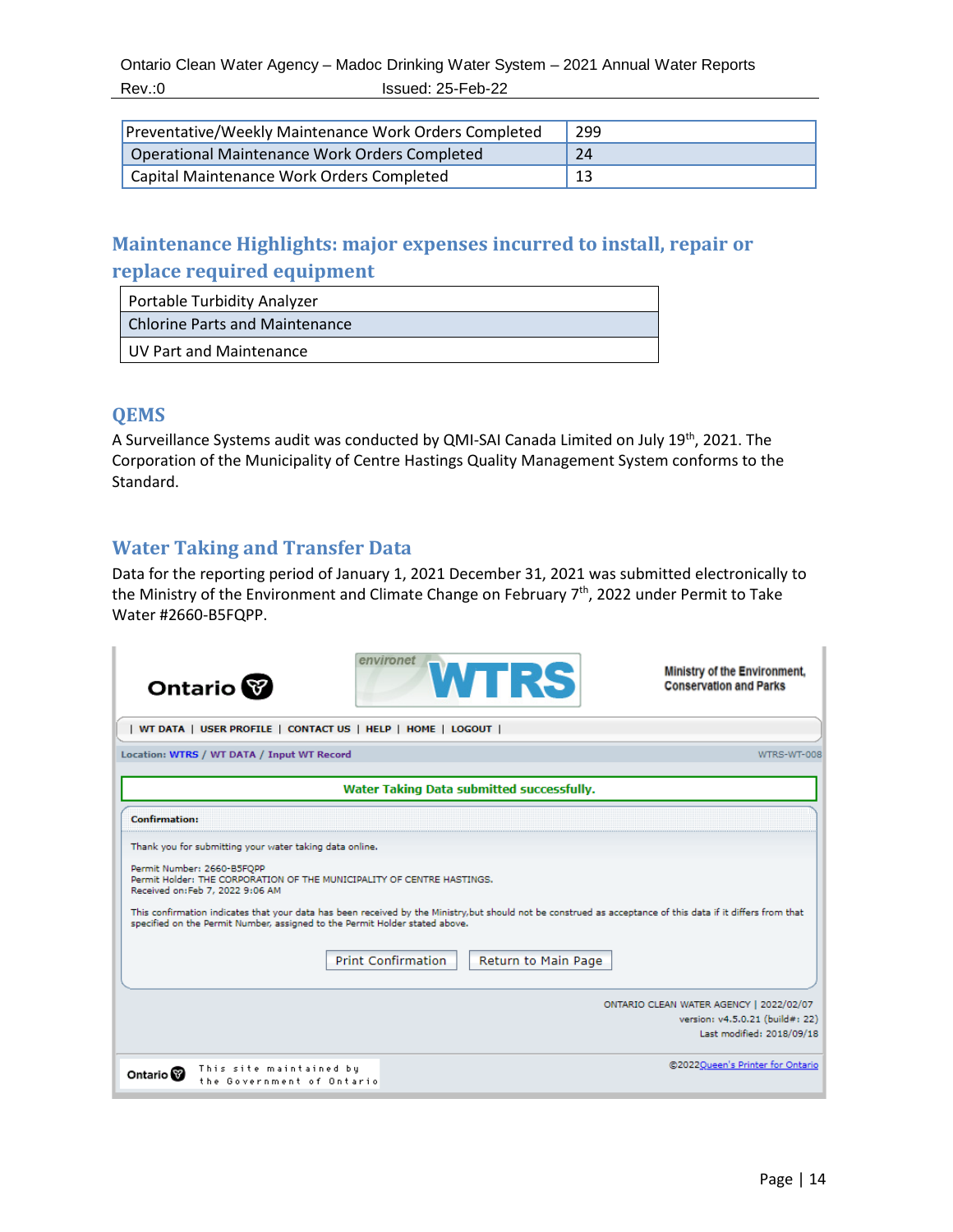| | |
|---|---|
| Preventative/Weekly Maintenance Work Orders Completed | 299 |
| Operational Maintenance Work Orders Completed | 24 |
| Capital Maintenance Work Orders Completed | 13 |

## Maintenance Highlights: major expenses incurred to install, repair or replace required equipment

| |
|---|
| Portable Turbidity Analyzer |
| Chlorine Parts and Maintenance |
| UV Part and Maintenance |

## QEMS

A Surveillance Systems audit was conducted by QMI-SAI Canada Limited on July 19th, 2021. The Corporation of the Municipality of Centre Hastings Quality Management System conforms to the Standard.

## Water Taking and Transfer Data

Data for the reporting period of January 1, 2021 December 31, 2021 was submitted electronically to the Ministry of the Environment and Climate Change on February 7th, 2022 under Permit to Take Water #2660-B5FQPP.

Ontario | environet WTRS | Ministry of the Environment, Conservation and Parks

| WT DATA | USER PROFILE | CONTACT US | HELP | HOME | LOGOUT |

Location: WTRS / WT DATA / Input WT Record — WTRS-WT-008

**Water Taking Data submitted successfully.**

**Confirmation:**

Thank you for submitting your water taking data online.

Permit Number: 2660-B5FQPP
Permit Holder: THE CORPORATION OF THE MUNICIPALITY OF CENTRE HASTINGS.
Received on:Feb 7, 2022 9:06 AM

This confirmation indicates that your data has been received by the Ministry,but should not be construed as acceptance of this data if it differs from that specified on the Permit Number, assigned to the Permit Holder stated above.

Print Confirmation | Return to Main Page

ONTARIO CLEAN WATER AGENCY | 2022/02/07
version: v4.5.0.21 (build#: 22)
Last modified: 2018/09/18

Ontario — This site maintained by the Government of Ontario

©2022Queen's Printer for Ontario